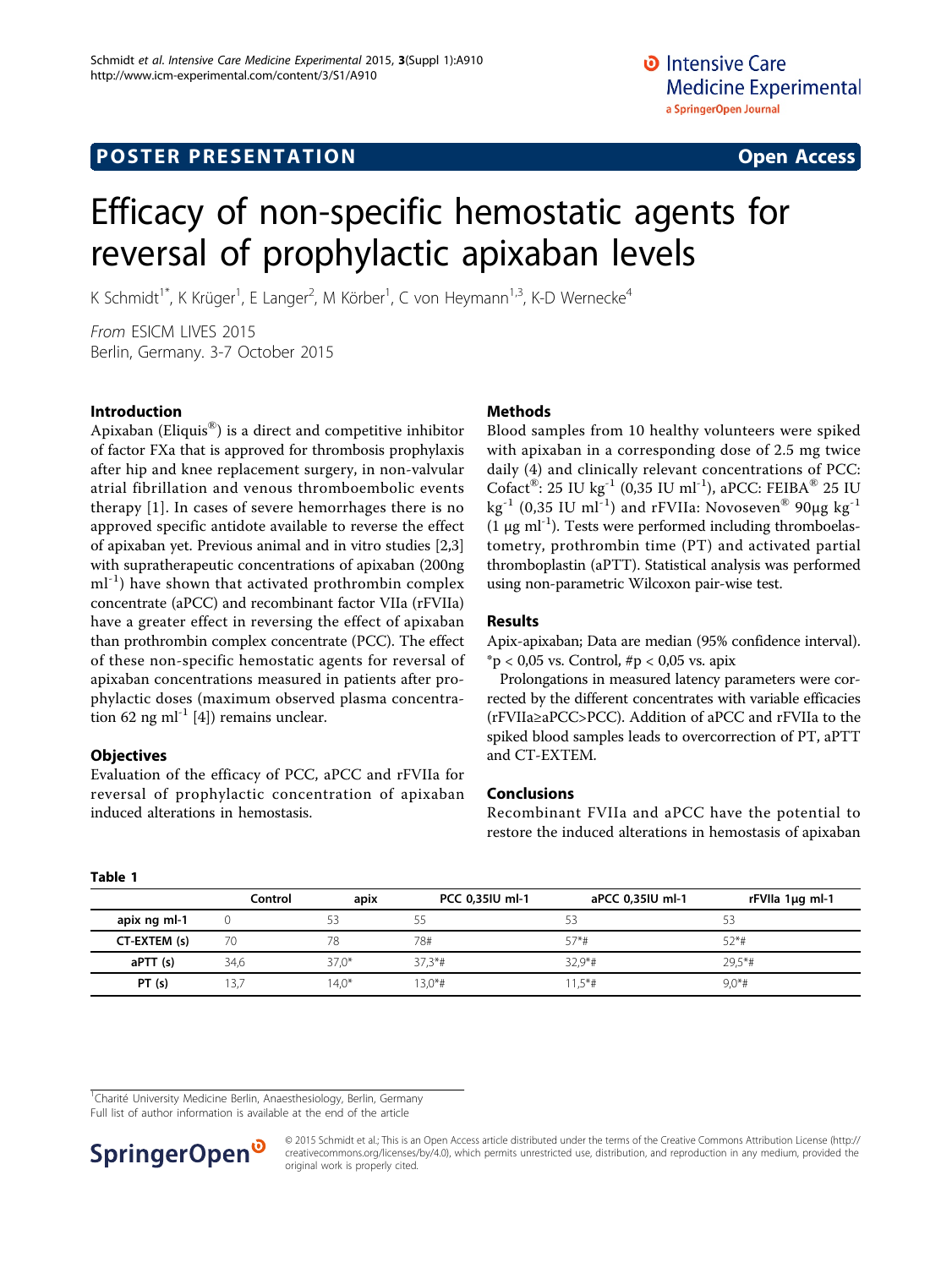POSTER PRESENTATION

Open Access

# Efficacy of non-specific hemostatic agents for reversal of prophylactic apixaban levels

K Schmidt[1*], K Krüger[1], E Langer[2], M Körber[1], C von Heymann[1,3], K-D Wernecke[4]

*From* ESICM LIVES 2015
Berlin, Germany. 3-7 October 2015

## Introduction

Apixaban (Eliquis®) is a direct and competitive inhibitor of factor FXa that is approved for thrombosis prophylaxis after hip and knee replacement surgery, in non-valvular atrial fibrillation and venous thromboembolic events therapy [1]. In cases of severe hemorrhages there is no approved specific antidote available to reverse the effect of apixaban yet. Previous animal and in vitro studies [2,3] with supratherapeutic concentrations of apixaban (200ng ml$^{-1}$) have shown that activated prothrombin complex concentrate (aPCC) and recombinant factor VIIa (rFVIIa) have a greater effect in reversing the effect of apixaban than prothrombin complex concentrate (PCC). The effect of these non-specific hemostatic agents for reversal of apixaban concentrations measured in patients after prophylactic doses (maximum observed plasma concentration 62 ng ml$^{-1}$ [4]) remains unclear.

## Objectives

Evaluation of the efficacy of PCC, aPCC and rFVIIa for reversal of prophylactic concentration of apixaban induced alterations in hemostasis.

## Methods

Blood samples from 10 healthy volunteers were spiked with apixaban in a corresponding dose of 2.5 mg twice daily (4) and clinically relevant concentrations of PCC: Cofact®: 25 IU kg$^{-1}$ (0,35 IU ml$^{-1}$), aPCC: FEIBA® 25 IU kg$^{-1}$ (0,35 IU ml$^{-1}$) and rFVIIa: Novoseven® 90µg kg$^{-1}$ (1 µg ml$^{-1}$). Tests were performed including thromboelastometry, prothrombin time (PT) and activated partial thromboplastin (aPTT). Statistical analysis was performed using non-parametric Wilcoxon pair-wise test.

## Results

Apix-apixaban; Data are median (95% confidence interval). *p < 0,05 vs. Control, #p < 0,05 vs. apix

Prolongations in measured latency parameters were corrected by the different concentrates with variable efficacies (rFVIIa≥aPCC>PCC). Addition of aPCC and rFVIIa to the spiked blood samples leads to overcorrection of PT, aPTT and CT-EXTEM.

## Conclusions

Recombinant FVIIa and aPCC have the potential to restore the induced alterations in hemostasis of apixaban

**Table 1**

| | Control | apix | PCC 0,35IU ml-1 | aPCC 0,35IU ml-1 | rFVIIa 1µg ml-1 |
|---|---|---|---|---|---|
| apix ng ml-1 | 0 | 53 | 55 | 53 | 53 |
| CT-EXTEM (s) | 70 | 78 | 78# | 57*# | 52*# |
| aPTT (s) | 34,6 | 37,0* | 37,3*# | 32,9*# | 29,5*# |
| PT (s) | 13,7 | 14,0* | 13,0*# | 11,5*# | 9,0*# |

[1]Charité University Medicine Berlin, Anaesthesiology, Berlin, Germany
Full list of author information is available at the end of the article

© 2015 Schmidt et al.; This is an Open Access article distributed under the terms of the Creative Commons Attribution License (http://creativecommons.org/licenses/by/4.0), which permits unrestricted use, distribution, and reproduction in any medium, provided the original work is properly cited.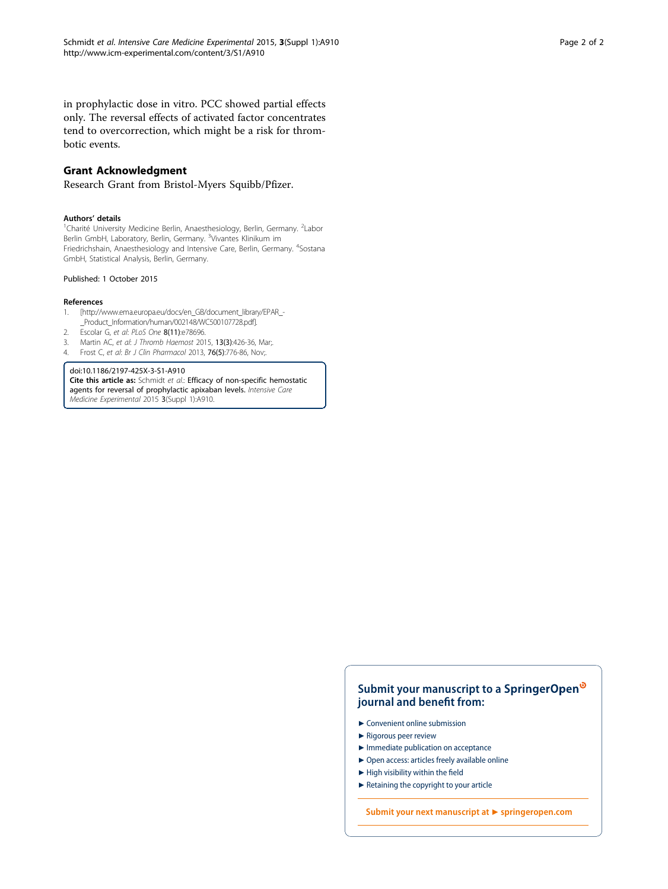in prophylactic dose in vitro. PCC showed partial effects only. The reversal effects of activated factor concentrates tend to overcorrection, which might be a risk for thrombotic events.

## Grant Acknowledgment

Research Grant from Bristol-Myers Squibb/Pfizer.

#### Authors' details

[1]Charité University Medicine Berlin, Anaesthesiology, Berlin, Germany. [2]Labor Berlin GmbH, Laboratory, Berlin, Germany. [3]Vivantes Klinikum im Friedrichshain, Anaesthesiology and Intensive Care, Berlin, Germany. [4]Sostana GmbH, Statistical Analysis, Berlin, Germany.

Published: 1 October 2015

#### References

1. [http://www.ema.europa.eu/docs/en_GB/document_library/EPAR_-_Product_Information/human/002148/WC500107728.pdf].
2. Escolar G, *et al*: *PLoS One* **8(11)**:e78696.
3. Martin AC, *et al*: *J Thromb Haemost* 2015, **13(3)**:426-36, Mar;.
4. Frost C, *et al*: *Br J Clin Pharmacol* 2013, **76(5)**:776-86, Nov;.

doi:10.1186/2197-425X-3-S1-A910
**Cite this article as:** Schmidt *et al.*: **Efficacy of non-specific hemostatic agents for reversal of prophylactic apixaban levels.** *Intensive Care Medicine Experimental* 2015 **3**(Suppl 1):A910.

**Submit your manuscript to a SpringerOpen journal and benefit from:**

- ► Convenient online submission
- ► Rigorous peer review
- ► Immediate publication on acceptance
- ► Open access: articles freely available online
- ► High visibility within the field
- ► Retaining the copyright to your article

**Submit your next manuscript at ► springeropen.com**